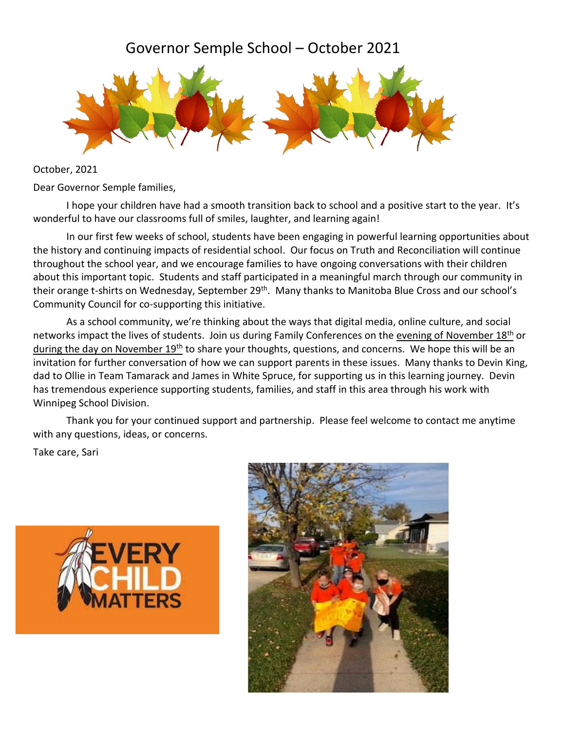# Governor Semple School – October 2021

October, 2021

Dear Governor Semple families,

I hope your children have had a smooth transition back to school and a positive start to the year. It's wonderful to have our classrooms full of smiles, laughter, and learning again!

In our first few weeks of school, students have been engaging in powerful learning opportunities about the history and continuing impacts of residential school. Our focus on Truth and Reconciliation will continue throughout the school year, and we encourage families to have ongoing conversations with their children about this important topic. Students and staff participated in a meaningful march through our community in their orange t-shirts on Wednesday, September 29th. Many thanks to Manitoba Blue Cross and our school's Community Council for co-supporting this initiative.

As a school community, we're thinking about the ways that digital media, online culture, and social networks impact the lives of students. Join us during Family Conferences on the evening of November 18th or during the day on November 19th to share your thoughts, questions, and concerns. We hope this will be an invitation for further conversation of how we can support parents in these issues. Many thanks to Devin King, dad to Ollie in Team Tamarack and James in White Spruce, for supporting us in this learning journey. Devin has tremendous experience supporting students, families, and staff in this area through his work with Winnipeg School Division.

Thank you for your continued support and partnership. Please feel welcome to contact me anytime with any questions, ideas, or concerns.

Take care, Sari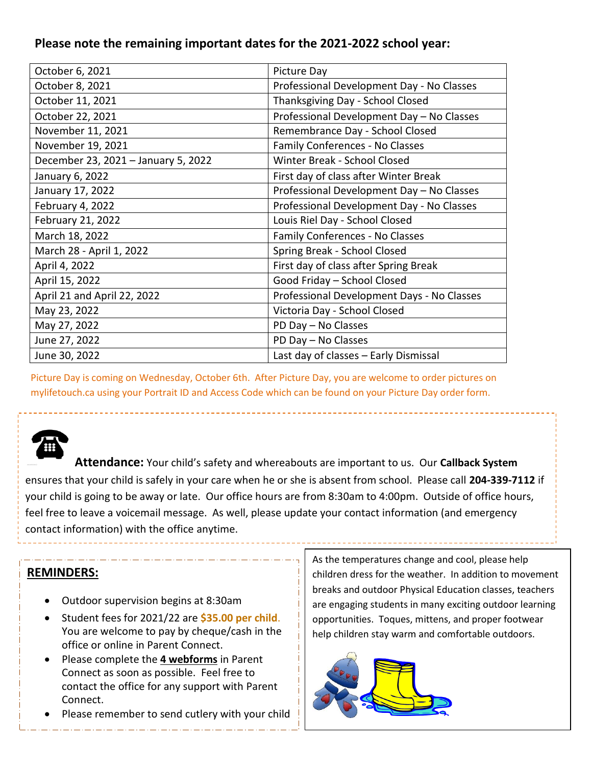**Please note the remaining important dates for the 2021-2022 school year:**

| | |
|---|---|
| October 6, 2021 | Picture Day |
| October 8, 2021 | Professional Development Day - No Classes |
| October 11, 2021 | Thanksgiving Day - School Closed |
| October 22, 2021 | Professional Development Day – No Classes |
| November 11, 2021 | Remembrance Day - School Closed |
| November 19, 2021 | Family Conferences - No Classes |
| December 23, 2021 – January 5, 2022 | Winter Break - School Closed |
| January 6, 2022 | First day of class after Winter Break |
| January 17, 2022 | Professional Development Day – No Classes |
| February 4, 2022 | Professional Development Day - No Classes |
| February 21, 2022 | Louis Riel Day - School Closed |
| March 18, 2022 | Family Conferences - No Classes |
| March 28 - April 1, 2022 | Spring Break - School Closed |
| April 4, 2022 | First day of class after Spring Break |
| April 15, 2022 | Good Friday – School Closed |
| April 21 and April 22, 2022 | Professional Development Days - No Classes |
| May 23, 2022 | Victoria Day - School Closed |
| May 27, 2022 | PD Day – No Classes |
| June 27, 2022 | PD Day – No Classes |
| June 30, 2022 | Last day of classes – Early Dismissal |

Picture Day is coming on Wednesday, October 6th. After Picture Day, you are welcome to order pictures on mylifetouch.ca using your Portrait ID and Access Code which can be found on your Picture Day order form.

**Attendance:** Your child's safety and whereabouts are important to us. Our **Callback System** ensures that your child is safely in your care when he or she is absent from school. Please call **204-339-7112** if your child is going to be away or late. Our office hours are from 8:30am to 4:00pm. Outside of office hours, feel free to leave a voicemail message. As well, please update your contact information (and emergency contact information) with the office anytime.

## REMINDERS:

- Outdoor supervision begins at 8:30am
- Student fees for 2021/22 are **$35.00 per child**. You are welcome to pay by cheque/cash in the office or online in Parent Connect.
- Please complete the **4 webforms** in Parent Connect as soon as possible. Feel free to contact the office for any support with Parent Connect.
- Please remember to send cutlery with your child

As the temperatures change and cool, please help children dress for the weather. In addition to movement breaks and outdoor Physical Education classes, teachers are engaging students in many exciting outdoor learning opportunities. Toques, mittens, and proper footwear help children stay warm and comfortable outdoors.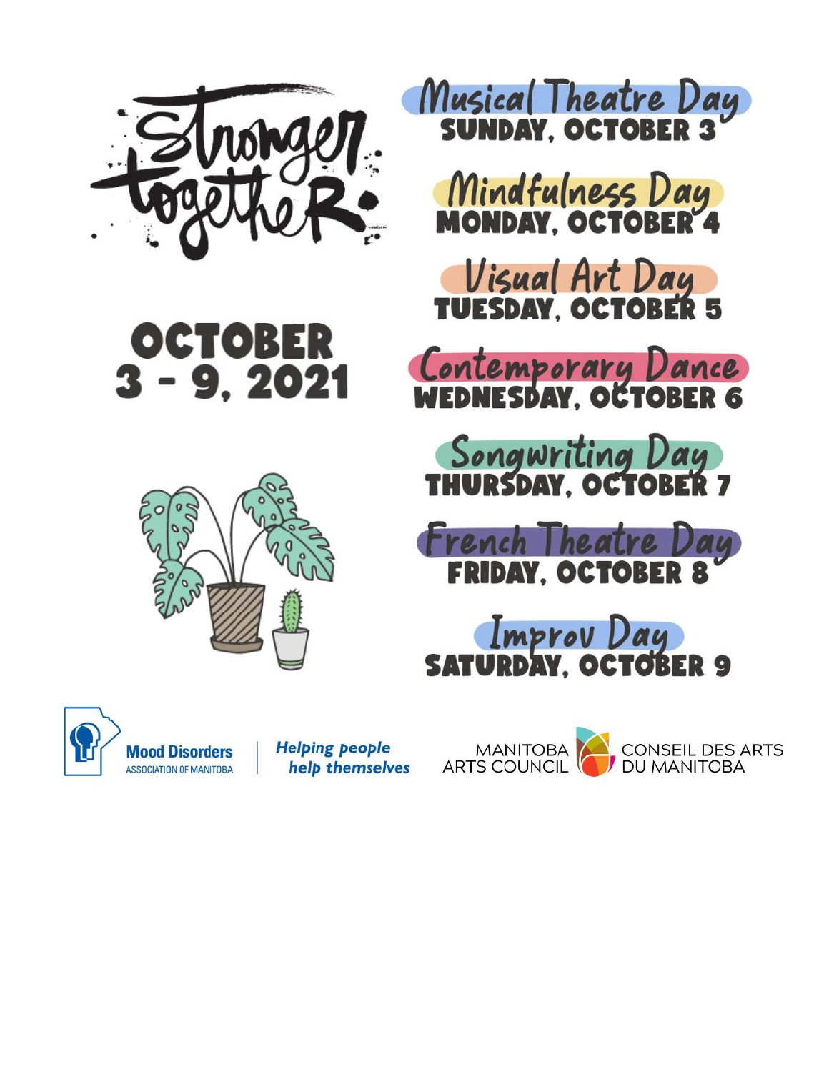# Stronger together

## OCTOBER 3 - 9, 2021

**Musical Theatre Day**
SUNDAY, OCTOBER 3

**Mindfulness Day**
MONDAY, OCTOBER 4

**Visual Art Day**
TUESDAY, OCTOBER 5

**Contemporary Dance**
WEDNESDAY, OCTOBER 6

**Songwriting Day**
THURSDAY, OCTOBER 7

**French Theatre Day**
FRIDAY, OCTOBER 8

**Improv Day**
SATURDAY, OCTOBER 9

**Mood Disorders** ASSOCIATION OF MANITOBA | *Helping people help themselves*

MANITOBA ARTS COUNCIL | CONSEIL DES ARTS DU MANITOBA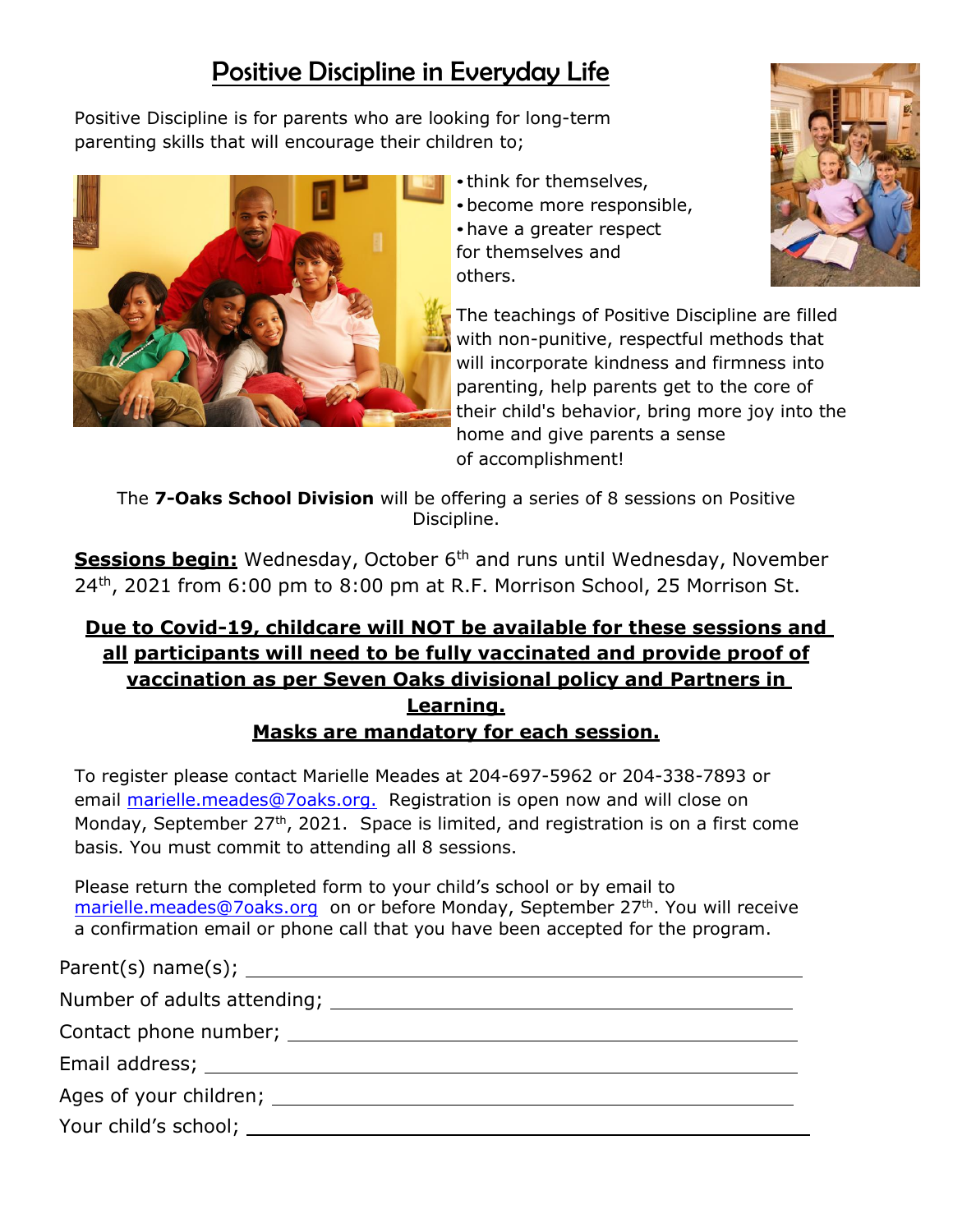# Positive Discipline in Everyday Life

Positive Discipline is for parents who are looking for long-term parenting skills that will encourage their children to;

- think for themselves,
- become more responsible,
- have a greater respect for themselves and others.

The teachings of Positive Discipline are filled with non-punitive, respectful methods that will incorporate kindness and firmness into parenting, help parents get to the core of their child's behavior, bring more joy into the home and give parents a sense of accomplishment!

The **7-Oaks School Division** will be offering a series of 8 sessions on Positive Discipline.

**Sessions begin:** Wednesday, October 6th and runs until Wednesday, November 24th, 2021 from 6:00 pm to 8:00 pm at R.F. Morrison School, 25 Morrison St.

**Due to Covid-19, childcare will NOT be available for these sessions and all participants will need to be fully vaccinated and provide proof of vaccination as per Seven Oaks divisional policy and Partners in Learning.**

**Masks are mandatory for each session.**

To register please contact Marielle Meades at 204-697-5962 or 204-338-7893 or email marielle.meades@7oaks.org. Registration is open now and will close on Monday, September 27th, 2021. Space is limited, and registration is on a first come basis. You must commit to attending all 8 sessions.

Please return the completed form to your child's school or by email to marielle.meades@7oaks.org on or before Monday, September 27th. You will receive a confirmation email or phone call that you have been accepted for the program.

Parent(s) name(s); ______________________________

Number of adults attending; ______________________________

Contact phone number; ______________________________

Email address; ______________________________

Ages of your children; ______________________________

Your child's school; ______________________________